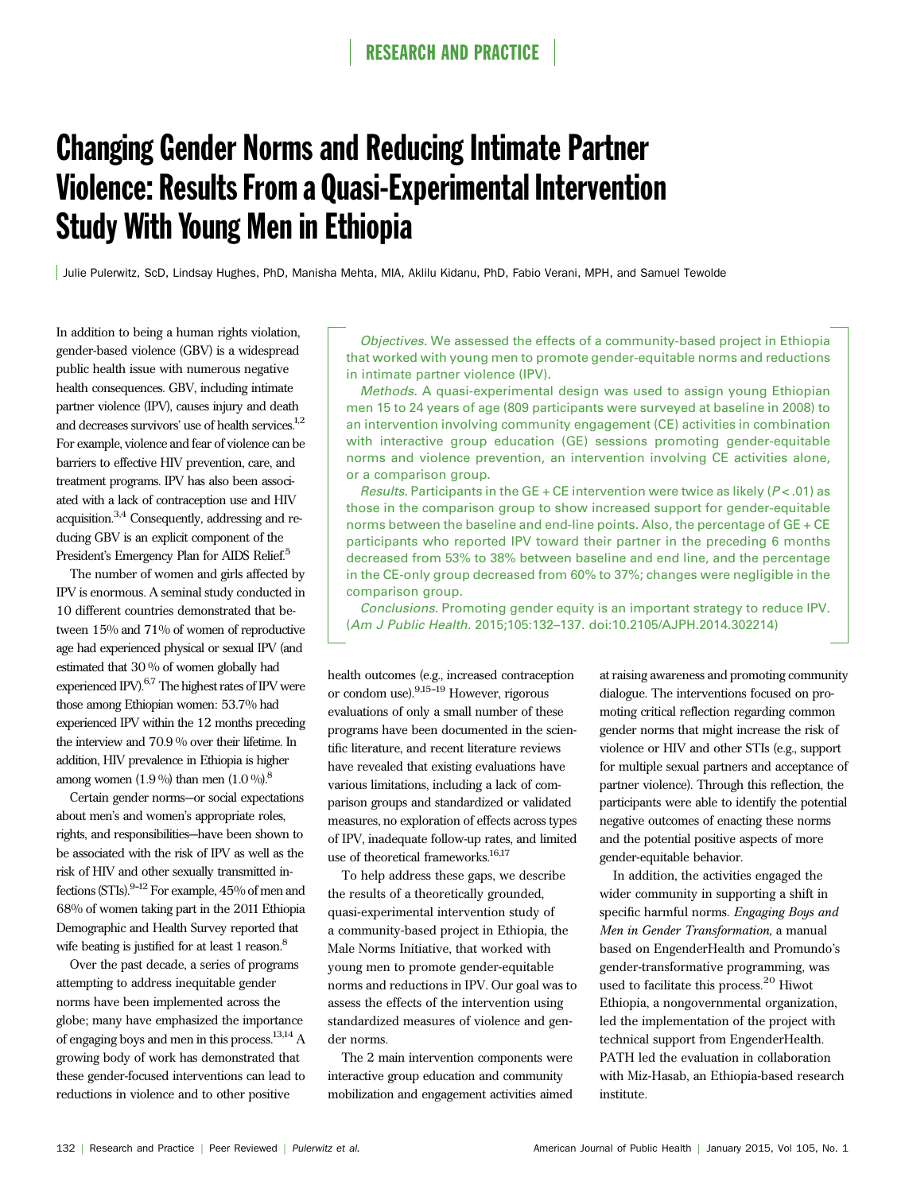# Changing Gender Norms and Reducing Intimate Partner Violence: Results From a Quasi-Experimental Intervention Study With Young Men in Ethiopia

Julie Pulerwitz, ScD, Lindsay Hughes, PhD, Manisha Mehta, MIA, Aklilu Kidanu, PhD, Fabio Verani, MPH, and Samuel Tewolde

*Objectives.* We assessed the effects of a community-based project in Ethiopia that worked with young men to promote gender-equitable norms and reductions in intimate partner violence (IPV).

*Methods.* A quasi-experimental design was used to assign young Ethiopian men 15 to 24 years of age (809 participants were surveyed at baseline in 2008) to an intervention involving community engagement (CE) activities in combination with interactive group education (GE) sessions promoting gender-equitable norms and violence prevention, an intervention involving CE activities alone, or a comparison group.

*Results.* Participants in the GE + CE intervention were twice as likely ($P < .01$) as those in the comparison group to show increased support for gender-equitable norms between the baseline and end-line points. Also, the percentage of GE + CE participants who reported IPV toward their partner in the preceding 6 months decreased from 53% to 38% between baseline and end line, and the percentage in the CE-only group decreased from 60% to 37%; changes were negligible in the comparison group.

*Conclusions.* Promoting gender equity is an important strategy to reduce IPV. (*Am J Public Health.* 2015;105:132–137. doi:10.2105/AJPH.2014.302214)

In addition to being a human rights violation, gender-based violence (GBV) is a widespread public health issue with numerous negative health consequences. GBV, including intimate partner violence (IPV), causes injury and death and decreases survivors' use of health services.[1,2] For example, violence and fear of violence can be barriers to effective HIV prevention, care, and treatment programs. IPV has also been associated with a lack of contraception use and HIV acquisition.[3,4] Consequently, addressing and reducing GBV is an explicit component of the President's Emergency Plan for AIDS Relief.[5]

The number of women and girls affected by IPV is enormous. A seminal study conducted in 10 different countries demonstrated that between 15% and 71% of women of reproductive age had experienced physical or sexual IPV (and estimated that 30% of women globally had experienced IPV).[6,7] The highest rates of IPV were those among Ethiopian women: 53.7% had experienced IPV within the 12 months preceding the interview and 70.9% over their lifetime. In addition, HIV prevalence in Ethiopia is higher among women (1.9%) than men (1.0%).[8]

Certain gender norms—or social expectations about men's and women's appropriate roles, rights, and responsibilities—have been shown to be associated with the risk of IPV as well as the risk of HIV and other sexually transmitted infections (STIs).[9–12] For example, 45% of men and 68% of women taking part in the 2011 Ethiopia Demographic and Health Survey reported that wife beating is justified for at least 1 reason.[8]

Over the past decade, a series of programs attempting to address inequitable gender norms have been implemented across the globe; many have emphasized the importance of engaging boys and men in this process.[13,14] A growing body of work has demonstrated that these gender-focused interventions can lead to reductions in violence and to other positive health outcomes (e.g., increased contraception or condom use).[9,15–19] However, rigorous evaluations of only a small number of these programs have been documented in the scientific literature, and recent literature reviews have revealed that existing evaluations have various limitations, including a lack of comparison groups and standardized or validated measures, no exploration of effects across types of IPV, inadequate follow-up rates, and limited use of theoretical frameworks.[16,17]

To help address these gaps, we describe the results of a theoretically grounded, quasi-experimental intervention study of a community-based project in Ethiopia, the Male Norms Initiative, that worked with young men to promote gender-equitable norms and reductions in IPV. Our goal was to assess the effects of the intervention using standardized measures of violence and gender norms.

The 2 main intervention components were interactive group education and community mobilization and engagement activities aimed at raising awareness and promoting community dialogue. The interventions focused on promoting critical reflection regarding common gender norms that might increase the risk of violence or HIV and other STIs (e.g., support for multiple sexual partners and acceptance of partner violence). Through this reflection, the participants were able to identify the potential negative outcomes of enacting these norms and the potential positive aspects of more gender-equitable behavior.

In addition, the activities engaged the wider community in supporting a shift in specific harmful norms. *Engaging Boys and Men in Gender Transformation*, a manual based on EngenderHealth and Promundo's gender-transformative programming, was used to facilitate this process.[20] Hiwot Ethiopia, a nongovernmental organization, led the implementation of the project with technical support from EngenderHealth. PATH led the evaluation in collaboration with Miz-Hasab, an Ethiopia-based research institute.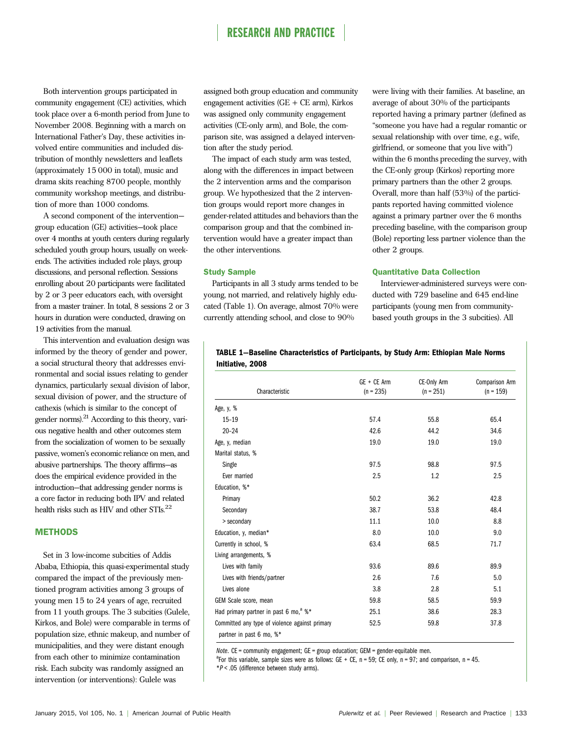Both intervention groups participated in community engagement (CE) activities, which took place over a 6-month period from June to November 2008. Beginning with a march on International Father's Day, these activities involved entire communities and included distribution of monthly newsletters and leaflets (approximately 15 000 in total), music and drama skits reaching 8700 people, monthly community workshop meetings, and distribution of more than 1000 condoms.

A second component of the intervention—group education (GE) activities—took place over 4 months at youth centers during regularly scheduled youth group hours, usually on weekends. The activities included role plays, group discussions, and personal reflection. Sessions enrolling about 20 participants were facilitated by 2 or 3 peer educators each, with oversight from a master trainer. In total, 8 sessions 2 or 3 hours in duration were conducted, drawing on 19 activities from the manual.

This intervention and evaluation design was informed by the theory of gender and power, a social structural theory that addresses environmental and social issues relating to gender dynamics, particularly sexual division of labor, sexual division of power, and the structure of cathexis (which is similar to the concept of gender norms).[21] According to this theory, various negative health and other outcomes stem from the socialization of women to be sexually passive, women's economic reliance on men, and abusive partnerships. The theory affirms—as does the empirical evidence provided in the introduction—that addressing gender norms is a core factor in reducing both IPV and related health risks such as HIV and other STIs.[22]

## METHODS

Set in 3 low-income subcities of Addis Ababa, Ethiopia, this quasi-experimental study compared the impact of the previously mentioned program activities among 3 groups of young men 15 to 24 years of age, recruited from 11 youth groups. The 3 subcities (Gulele, Kirkos, and Bole) were comparable in terms of population size, ethnic makeup, and number of municipalities, and they were distant enough from each other to minimize contamination risk. Each subcity was randomly assigned an intervention (or interventions): Gulele was assigned both group education and community engagement activities (GE + CE arm), Kirkos was assigned only community engagement activities (CE-only arm), and Bole, the comparison site, was assigned a delayed intervention after the study period.

The impact of each study arm was tested, along with the differences in impact between the 2 intervention arms and the comparison group. We hypothesized that the 2 intervention groups would report more changes in gender-related attitudes and behaviors than the comparison group and that the combined intervention would have a greater impact than the other interventions.

### Study Sample

Participants in all 3 study arms tended to be young, not married, and relatively highly educated (Table 1). On average, almost 70% were currently attending school, and close to 90% were living with their families. At baseline, an average of about 30% of the participants reported having a primary partner (defined as "someone you have had a regular romantic or sexual relationship with over time, e.g., wife, girlfriend, or someone that you live with") within the 6 months preceding the survey, with the CE-only group (Kirkos) reporting more primary partners than the other 2 groups. Overall, more than half (53%) of the participants reported having committed violence against a primary partner over the 6 months preceding baseline, with the comparison group (Bole) reporting less partner violence than the other 2 groups.

### Quantitative Data Collection

Interviewer-administered surveys were conducted with 729 baseline and 645 end-line participants (young men from community-based youth groups in the 3 subcities). All

**TABLE 1—Baseline Characteristics of Participants, by Study Arm: Ethiopian Male Norms Initiative, 2008**

| Characteristic | GE + CE Arm (n = 235) | CE-Only Arm (n = 251) | Comparison Arm (n = 159) |
|---|---|---|---|
| Age, y, % | | | |
| 15–19 | 57.4 | 55.8 | 65.4 |
| 20–24 | 42.6 | 44.2 | 34.6 |
| Age, y, median | 19.0 | 19.0 | 19.0 |
| Marital status, % | | | |
| Single | 97.5 | 98.8 | 97.5 |
| Ever married | 2.5 | 1.2 | 2.5 |
| Education, %* | | | |
| Primary | 50.2 | 36.2 | 42.8 |
| Secondary | 38.7 | 53.8 | 48.4 |
| > secondary | 11.1 | 10.0 | 8.8 |
| Education, y, median* | 8.0 | 10.0 | 9.0 |
| Currently in school, % | 63.4 | 68.5 | 71.7 |
| Living arrangements, % | | | |
| Lives with family | 93.6 | 89.6 | 89.9 |
| Lives with friends/partner | 2.6 | 7.6 | 5.0 |
| Lives alone | 3.8 | 2.8 | 5.1 |
| GEM Scale score, mean | 59.8 | 58.5 | 59.9 |
| Had primary partner in past 6 mo,[a] %* | 25.1 | 38.6 | 28.3 |
| Committed any type of violence against primary partner in past 6 mo, %* | 52.5 | 59.8 | 37.8 |

*Note.* CE = community engagement; GE = group education; GEM = gender-equitable men.
[a]For this variable, sample sizes were as follows: GE + CE, n = 59; CE only, n = 97; and comparison, n = 45.
*$P < .05$ (difference between study arms).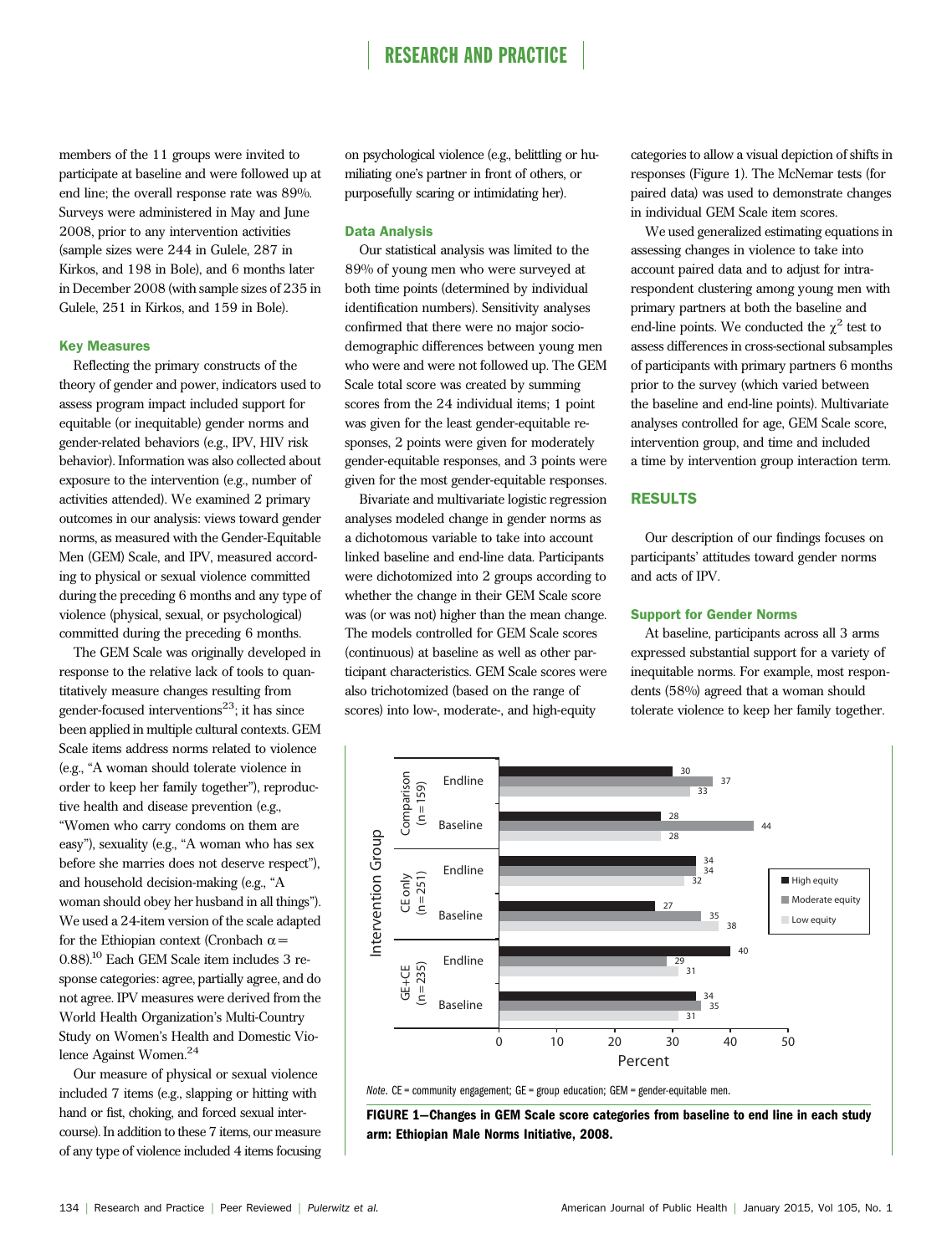members of the 11 groups were invited to participate at baseline and were followed up at end line; the overall response rate was 89%. Surveys were administered in May and June 2008, prior to any intervention activities (sample sizes were 244 in Gulele, 287 in Kirkos, and 198 in Bole), and 6 months later in December 2008 (with sample sizes of 235 in Gulele, 251 in Kirkos, and 159 in Bole).

### Key Measures

Reflecting the primary constructs of the theory of gender and power, indicators used to assess program impact included support for equitable (or inequitable) gender norms and gender-related behaviors (e.g., IPV, HIV risk behavior). Information was also collected about exposure to the intervention (e.g., number of activities attended). We examined 2 primary outcomes in our analysis: views toward gender norms, as measured with the Gender-Equitable Men (GEM) Scale, and IPV, measured according to physical or sexual violence committed during the preceding 6 months and any type of violence (physical, sexual, or psychological) committed during the preceding 6 months.

The GEM Scale was originally developed in response to the relative lack of tools to quantitatively measure changes resulting from gender-focused interventions[23]; it has since been applied in multiple cultural contexts. GEM Scale items address norms related to violence (e.g., "A woman should tolerate violence in order to keep her family together"), reproductive health and disease prevention (e.g., "Women who carry condoms on them are easy"), sexuality (e.g., "A woman who has sex before she marries does not deserve respect"), and household decision-making (e.g., "A woman should obey her husband in all things"). We used a 24-item version of the scale adapted for the Ethiopian context (Cronbach $\alpha = 0.88$).[10] Each GEM Scale item includes 3 response categories: agree, partially agree, and do not agree. IPV measures were derived from the World Health Organization's Multi-Country Study on Women's Health and Domestic Violence Against Women.[24]

Our measure of physical or sexual violence included 7 items (e.g., slapping or hitting with hand or fist, choking, and forced sexual intercourse). In addition to these 7 items, our measure of any type of violence included 4 items focusing on psychological violence (e.g., belittling or humiliating one's partner in front of others, or purposefully scaring or intimidating her).

### Data Analysis

Our statistical analysis was limited to the 89% of young men who were surveyed at both time points (determined by individual identification numbers). Sensitivity analyses confirmed that there were no major sociodemographic differences between young men who were and were not followed up. The GEM Scale total score was created by summing scores from the 24 individual items; 1 point was given for the least gender-equitable responses, 2 points were given for moderately gender-equitable responses, and 3 points were given for the most gender-equitable responses.

Bivariate and multivariate logistic regression analyses modeled change in gender norms as a dichotomous variable to take into account linked baseline and end-line data. Participants were dichotomized into 2 groups according to whether the change in their GEM Scale score was (or was not) higher than the mean change. The models controlled for GEM Scale scores (continuous) at baseline as well as other participant characteristics. GEM Scale scores were also trichotomized (based on the range of scores) into low-, moderate-, and high-equity categories to allow a visual depiction of shifts in responses (Figure 1). The McNemar tests (for paired data) was used to demonstrate changes in individual GEM Scale item scores.

We used generalized estimating equations in assessing changes in violence to take into account paired data and to adjust for intrarespondent clustering among young men with primary partners at both the baseline and end-line points. We conducted the $\chi^2$ test to assess differences in cross-sectional subsamples of participants with primary partners 6 months prior to the survey (which varied between the baseline and end-line points). Multivariate analyses controlled for age, GEM Scale score, intervention group, and time and included a time by intervention group interaction term.

## RESULTS

Our description of our findings focuses on participants' attitudes toward gender norms and acts of IPV.

### Support for Gender Norms

At baseline, participants across all 3 arms expressed substantial support for a variety of inequitable norms. For example, most respondents (58%) agreed that a woman should tolerate violence to keep her family together.

| Intervention Group | Time | High equity (%) | Moderate equity (%) | Low equity (%) |
| --- | --- | --- | --- | --- |
| Comparison (n = 159) | Endline | 30 | 37 | 33 |
| | Baseline | 28 | 44 | 28 |
| CE only (n = 251) | Endline | 34 | 34 | 32 |
| | Baseline | 27 | 35 | 38 |
| GE+CE (n = 235) | Endline | 40 | 29 | 31 |
| | Baseline | 34 | 35 | 31 |

*Note.* CE = community engagement; GE = group education; GEM = gender-equitable men.

**FIGURE 1—Changes in GEM Scale score categories from baseline to end line in each study arm: Ethiopian Male Norms Initiative, 2008.**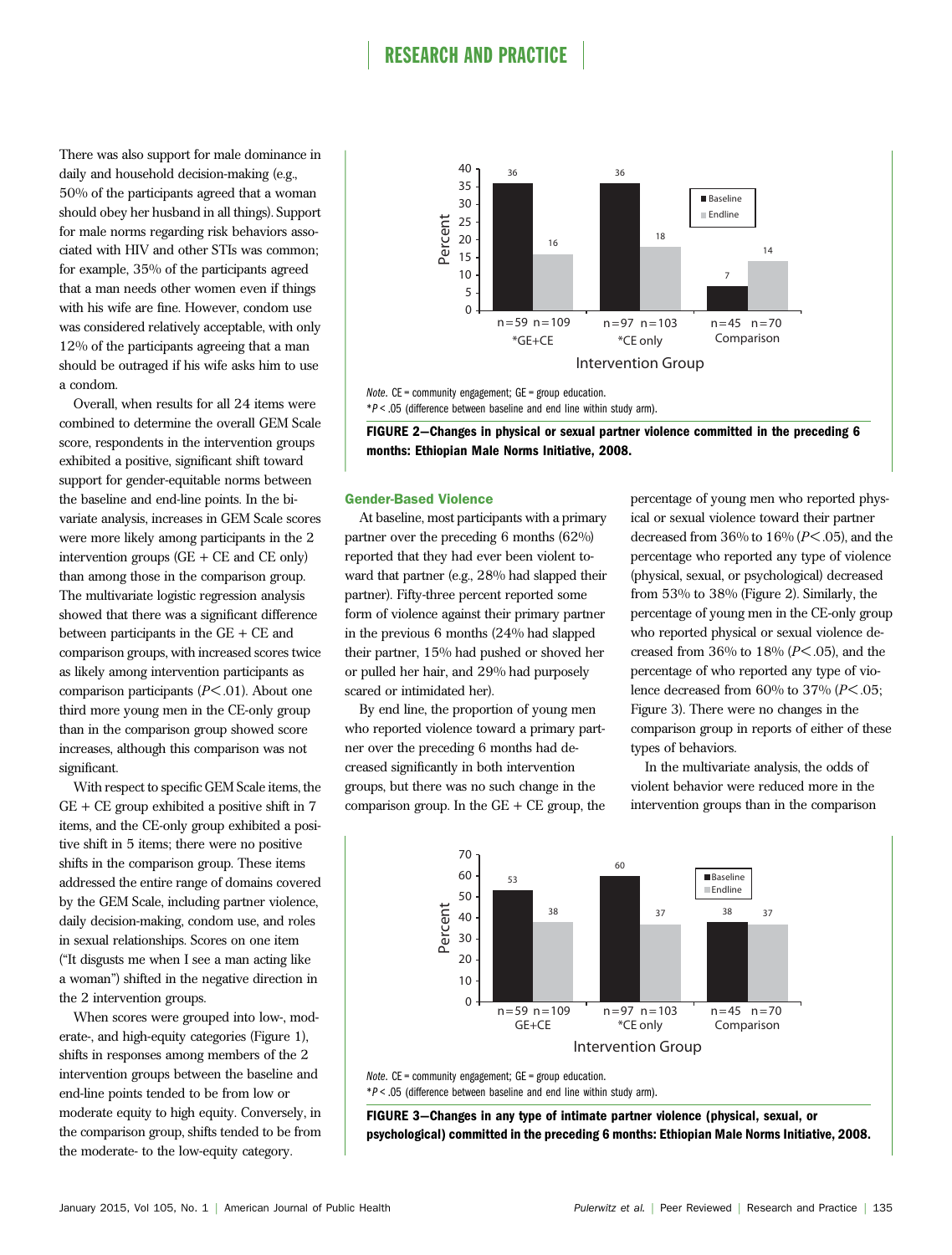There was also support for male dominance in daily and household decision-making (e.g., 50% of the participants agreed that a woman should obey her husband in all things). Support for male norms regarding risk behaviors associated with HIV and other STIs was common; for example, 35% of the participants agreed that a man needs other women even if things with his wife are fine. However, condom use was considered relatively acceptable, with only 12% of the participants agreeing that a man should be outraged if his wife asks him to use a condom.

Overall, when results for all 24 items were combined to determine the overall GEM Scale score, respondents in the intervention groups exhibited a positive, significant shift toward support for gender-equitable norms between the baseline and end-line points. In the bivariate analysis, increases in GEM Scale scores were more likely among participants in the 2 intervention groups (GE + CE and CE only) than among those in the comparison group. The multivariate logistic regression analysis showed that there was a significant difference between participants in the GE + CE and comparison groups, with increased scores twice as likely among intervention participants as comparison participants ($P < .01$). About one third more young men in the CE-only group than in the comparison group showed score increases, although this comparison was not significant.

With respect to specific GEM Scale items, the GE + CE group exhibited a positive shift in 7 items, and the CE-only group exhibited a positive shift in 5 items; there were no positive shifts in the comparison group. These items addressed the entire range of domains covered by the GEM Scale, including partner violence, daily decision-making, condom use, and roles in sexual relationships. Scores on one item ("It disgusts me when I see a man acting like a woman") shifted in the negative direction in the 2 intervention groups.

When scores were grouped into low-, moderate-, and high-equity categories (Figure 1), shifts in responses among members of the 2 intervention groups between the baseline and end-line points tended to be from low or moderate equity to high equity. Conversely, in the comparison group, shifts tended to be from the moderate- to the low-equity category.

| Intervention Group | Baseline (%) | Endline (%) |
|---|---|---|
| *GE+CE (n=59, n=109) | 36 | 16 |
| *CE only (n=97, n=103) | 36 | 18 |
| Comparison (n=45, n=70) | 7 | 14 |

*Note.* CE = community engagement; GE = group education.
*$P < .05$ (difference between baseline and end line within study arm).

**FIGURE 2—Changes in physical or sexual partner violence committed in the preceding 6 months: Ethiopian Male Norms Initiative, 2008.**

### Gender-Based Violence

At baseline, most participants with a primary partner over the preceding 6 months (62%) reported that they had ever been violent toward that partner (e.g., 28% had slapped their partner). Fifty-three percent reported some form of violence against their primary partner in the previous 6 months (24% had slapped their partner, 15% had pushed or shoved her or pulled her hair, and 29% had purposely scared or intimidated her).

By end line, the proportion of young men who reported violence toward a primary partner over the preceding 6 months had decreased significantly in both intervention groups, but there was no such change in the comparison group. In the GE + CE group, the percentage of young men who reported physical or sexual violence toward their partner decreased from 36% to 16% ($P < .05$), and the percentage who reported any type of violence (physical, sexual, or psychological) decreased from 53% to 38% (Figure 2). Similarly, the percentage of young men in the CE-only group who reported physical or sexual violence decreased from 36% to 18% ($P < .05$), and the percentage of who reported any type of violence decreased from 60% to 37% ($P < .05$; Figure 3). There were no changes in the comparison group in reports of either of these types of behaviors.

In the multivariate analysis, the odds of violent behavior were reduced more in the intervention groups than in the comparison

| Intervention Group | Baseline (%) | Endline (%) |
|---|---|---|
| GE+CE (n=59, n=109) | 53 | 38 |
| *CE only (n=97, n=103) | 60 | 37 |
| Comparison (n=45, n=70) | 38 | 37 |

*Note.* CE = community engagement; GE = group education.
*$P < .05$ (difference between baseline and end line within study arm).

**FIGURE 3—Changes in any type of intimate partner violence (physical, sexual, or psychological) committed in the preceding 6 months: Ethiopian Male Norms Initiative, 2008.**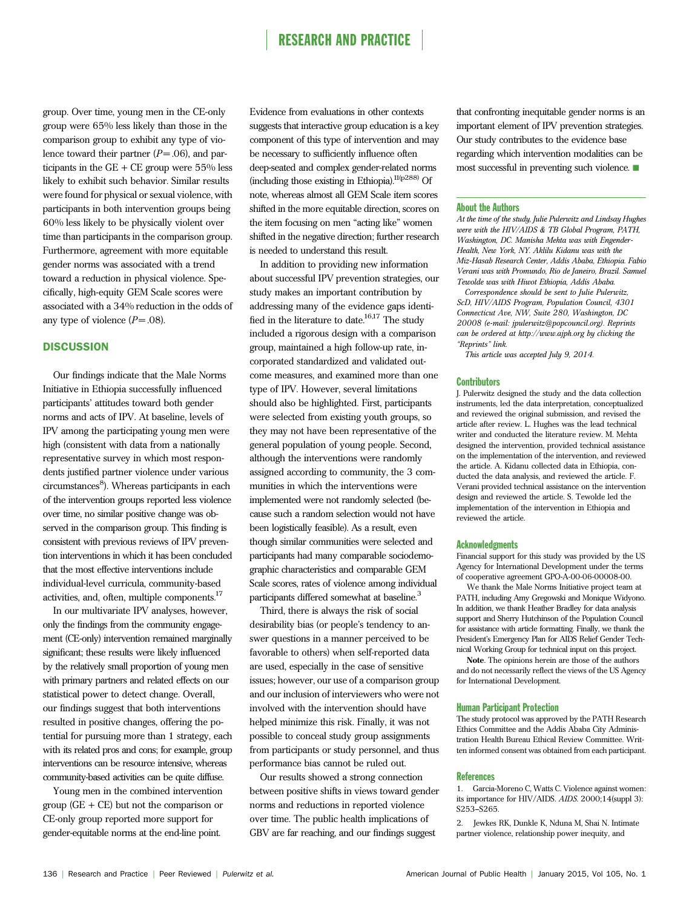group. Over time, young men in the CE-only group were 65% less likely than those in the comparison group to exhibit any type of violence toward their partner ($P = .06$), and participants in the GE + CE group were 55% less likely to exhibit such behavior. Similar results were found for physical or sexual violence, with participants in both intervention groups being 60% less likely to be physically violent over time than participants in the comparison group. Furthermore, agreement with more equitable gender norms was associated with a trend toward a reduction in physical violence. Specifically, high-equity GEM Scale scores were associated with a 34% reduction in the odds of any type of violence ($P = .08$).

## DISCUSSION

Our findings indicate that the Male Norms Initiative in Ethiopia successfully influenced participants' attitudes toward both gender norms and acts of IPV. At baseline, levels of IPV among the participating young men were high (consistent with data from a nationally representative survey in which most respondents justified partner violence under various circumstances[8]). Whereas participants in each of the intervention groups reported less violence over time, no similar positive change was observed in the comparison group. This finding is consistent with previous reviews of IPV prevention interventions in which it has been concluded that the most effective interventions include individual-level curricula, community-based activities, and, often, multiple components.[17]

In our multivariate IPV analyses, however, only the findings from the community engagement (CE-only) intervention remained marginally significant; these results were likely influenced by the relatively small proportion of young men with primary partners and related effects on our statistical power to detect change. Overall, our findings suggest that both interventions resulted in positive changes, offering the potential for pursuing more than 1 strategy, each with its related pros and cons; for example, group interventions can be resource intensive, whereas community-based activities can be quite diffuse.

Young men in the combined intervention group (GE + CE) but not the comparison or CE-only group reported more support for gender-equitable norms at the end-line point. Evidence from evaluations in other contexts suggests that interactive group education is a key component of this type of intervention and may be necessary to sufficiently influence often deep-seated and complex gender-related norms (including those existing in Ethiopia).[11(p288)] Of note, whereas almost all GEM Scale item scores shifted in the more equitable direction, scores on the item focusing on men "acting like" women shifted in the negative direction; further research is needed to understand this result.

In addition to providing new information about successful IPV prevention strategies, our study makes an important contribution by addressing many of the evidence gaps identified in the literature to date.[16,17] The study included a rigorous design with a comparison group, maintained a high follow-up rate, incorporated standardized and validated outcome measures, and examined more than one type of IPV. However, several limitations should also be highlighted. First, participants were selected from existing youth groups, so they may not have been representative of the general population of young people. Second, although the interventions were randomly assigned according to community, the 3 communities in which the interventions were implemented were not randomly selected (because such a random selection would not have been logistically feasible). As a result, even though similar communities were selected and participants had many comparable sociodemographic characteristics and comparable GEM Scale scores, rates of violence among individual participants differed somewhat at baseline.[3]

Third, there is always the risk of social desirability bias (or people's tendency to answer questions in a manner perceived to be favorable to others) when self-reported data are used, especially in the case of sensitive issues; however, our use of a comparison group and our inclusion of interviewers who were not involved with the intervention should have helped minimize this risk. Finally, it was not possible to conceal study group assignments from participants or study personnel, and thus performance bias cannot be ruled out.

Our results showed a strong connection between positive shifts in views toward gender norms and reductions in reported violence over time. The public health implications of GBV are far reaching, and our findings suggest that confronting inequitable gender norms is an important element of IPV prevention strategies. Our study contributes to the evidence base regarding which intervention modalities can be most successful in preventing such violence. ■

### About the Authors

*At the time of the study, Julie Pulerwitz and Lindsay Hughes were with the HIV/AIDS & TB Global Program, PATH, Washington, DC. Manisha Mehta was with Engender-Health, New York, NY. Aklilu Kidanu was with the Miz-Hasab Research Center, Addis Ababa, Ethiopia. Fabio Verani was with Promundo, Rio de Janeiro, Brazil. Samuel Tewolde was with Hiwot Ethiopia, Addis Ababa.*

*Correspondence should be sent to Julie Pulerwitz, ScD, HIV/AIDS Program, Population Council, 4301 Connecticut Ave, NW, Suite 280, Washington, DC 20008 (e-mail: jpulerwitz@popcouncil.org). Reprints can be ordered at http://www.ajph.org by clicking the "Reprints" link.*

*This article was accepted July 9, 2014.*

### Contributors

J. Pulerwitz designed the study and the data collection instruments, led the data interpretation, conceptualized and reviewed the original submission, and revised the article after review. L. Hughes was the lead technical writer and conducted the literature review. M. Mehta designed the intervention, provided technical assistance on the implementation of the intervention, and reviewed the article. A. Kidanu collected data in Ethiopia, conducted the data analysis, and reviewed the article. F. Verani provided technical assistance on the intervention design and reviewed the article. S. Tewolde led the implementation of the intervention in Ethiopia and reviewed the article.

### Acknowledgments

Financial support for this study was provided by the US Agency for International Development under the terms of cooperative agreement GPO-A-00-06-00008-00.

We thank the Male Norms Initiative project team at PATH, including Amy Gregowski and Monique Widyono. In addition, we thank Heather Bradley for data analysis support and Sherry Hutchinson of the Population Council for assistance with article formatting. Finally, we thank the President's Emergency Plan for AIDS Relief Gender Technical Working Group for technical input on this project.

**Note.** The opinions herein are those of the authors and do not necessarily reflect the views of the US Agency for International Development.

### Human Participant Protection

The study protocol was approved by the PATH Research Ethics Committee and the Addis Ababa City Administration Health Bureau Ethical Review Committee. Written informed consent was obtained from each participant.

### References

1. Garcia-Moreno C, Watts C. Violence against women: its importance for HIV/AIDS. *AIDS*. 2000;14(suppl 3): S253–S265.

2. Jewkes RK, Dunkle K, Nduna M, Shai N. Intimate partner violence, relationship power inequity, and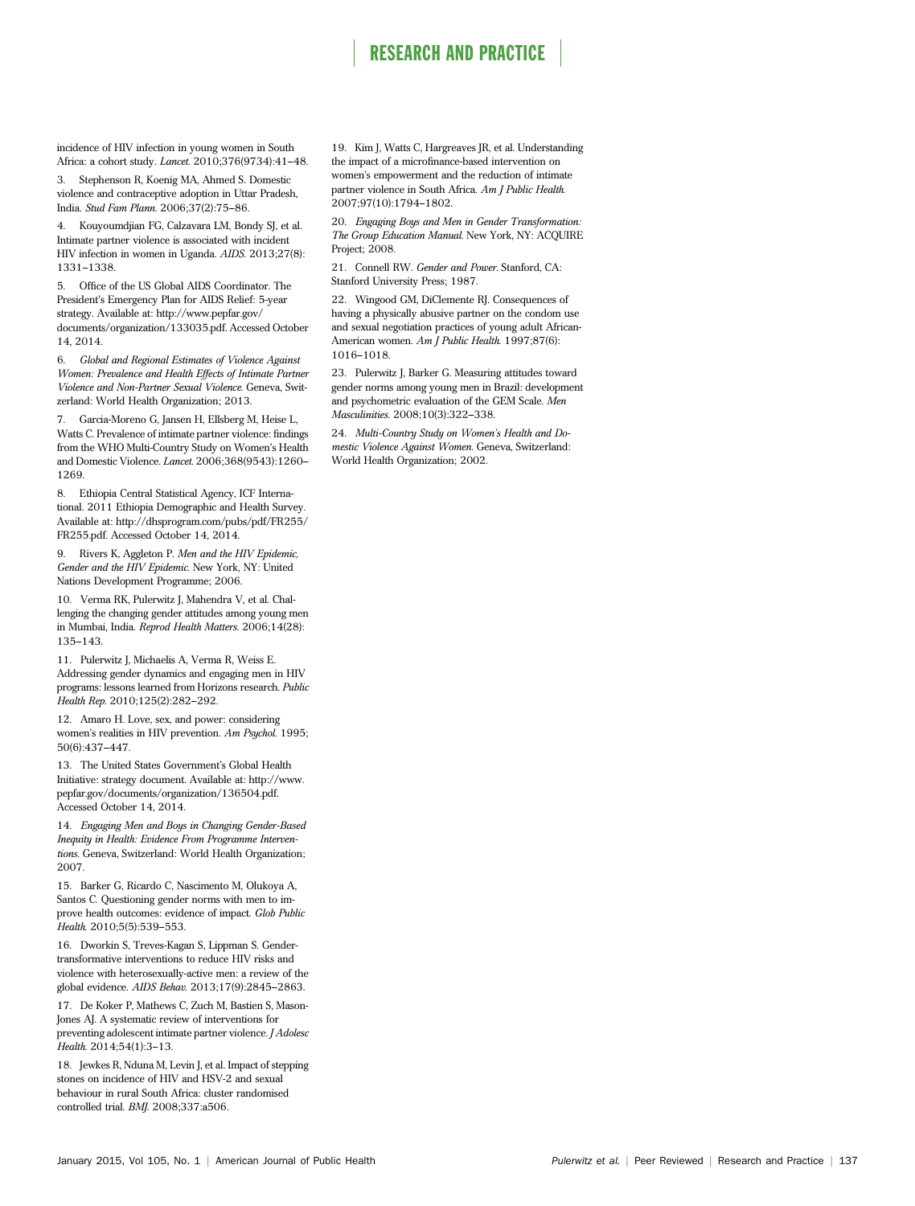incidence of HIV infection in young women in South Africa: a cohort study. *Lancet.* 2010;376(9734):41–48.

3. Stephenson R, Koenig MA, Ahmed S. Domestic violence and contraceptive adoption in Uttar Pradesh, India. *Stud Fam Plann.* 2006;37(2):75–86.

4. Kouyoumdjian FG, Calzavara LM, Bondy SJ, et al. Intimate partner violence is associated with incident HIV infection in women in Uganda. *AIDS.* 2013;27(8): 1331–1338.

5. Office of the US Global AIDS Coordinator. The President's Emergency Plan for AIDS Relief: 5-year strategy. Available at: http://www.pepfar.gov/documents/organization/133035.pdf. Accessed October 14, 2014.

6. *Global and Regional Estimates of Violence Against Women: Prevalence and Health Effects of Intimate Partner Violence and Non-Partner Sexual Violence.* Geneva, Switzerland: World Health Organization; 2013.

7. Garcia-Moreno G, Jansen H, Ellsberg M, Heise L, Watts C. Prevalence of intimate partner violence: findings from the WHO Multi-Country Study on Women's Health and Domestic Violence. *Lancet.* 2006;368(9543):1260–1269.

8. Ethiopia Central Statistical Agency, ICF International. 2011 Ethiopia Demographic and Health Survey. Available at: http://dhsprogram.com/pubs/pdf/FR255/FR255.pdf. Accessed October 14, 2014.

9. Rivers K, Aggleton P. *Men and the HIV Epidemic, Gender and the HIV Epidemic.* New York, NY: United Nations Development Programme; 2006.

10. Verma RK, Pulerwitz J, Mahendra V, et al. Challenging the changing gender attitudes among young men in Mumbai, India. *Reprod Health Matters.* 2006;14(28): 135–143.

11. Pulerwitz J, Michaelis A, Verma R, Weiss E. Addressing gender dynamics and engaging men in HIV programs: lessons learned from Horizons research. *Public Health Rep.* 2010;125(2):282–292.

12. Amaro H. Love, sex, and power: considering women's realities in HIV prevention. *Am Psychol.* 1995; 50(6):437–447.

13. The United States Government's Global Health Initiative: strategy document. Available at: http://www.pepfar.gov/documents/organization/136504.pdf. Accessed October 14, 2014.

14. *Engaging Men and Boys in Changing Gender-Based Inequity in Health: Evidence From Programme Interventions.* Geneva, Switzerland: World Health Organization; 2007.

15. Barker G, Ricardo C, Nascimento M, Olukoya A, Santos C. Questioning gender norms with men to improve health outcomes: evidence of impact. *Glob Public Health.* 2010;5(5):539–553.

16. Dworkin S, Treves-Kagan S, Lippman S. Gender-transformative interventions to reduce HIV risks and violence with heterosexually-active men: a review of the global evidence. *AIDS Behav.* 2013;17(9):2845–2863.

17. De Koker P, Mathews C, Zuch M, Bastien S, Mason-Jones AJ. A systematic review of interventions for preventing adolescent intimate partner violence. *J Adolesc Health.* 2014;54(1):3–13.

18. Jewkes R, Nduna M, Levin J, et al. Impact of stepping stones on incidence of HIV and HSV-2 and sexual behaviour in rural South Africa: cluster randomised controlled trial. *BMJ.* 2008;337:a506.

19. Kim J, Watts C, Hargreaves JR, et al. Understanding the impact of a microfinance-based intervention on women's empowerment and the reduction of intimate partner violence in South Africa. *Am J Public Health.* 2007;97(10):1794–1802.

20. *Engaging Boys and Men in Gender Transformation: The Group Education Manual.* New York, NY: ACQUIRE Project; 2008.

21. Connell RW. *Gender and Power.* Stanford, CA: Stanford University Press; 1987.

22. Wingood GM, DiClemente RJ. Consequences of having a physically abusive partner on the condom use and sexual negotiation practices of young adult African-American women. *Am J Public Health.* 1997;87(6): 1016–1018.

23. Pulerwitz J, Barker G. Measuring attitudes toward gender norms among young men in Brazil: development and psychometric evaluation of the GEM Scale. *Men Masculinities.* 2008;10(3):322–338.

24. *Multi-Country Study on Women's Health and Domestic Violence Against Women.* Geneva, Switzerland: World Health Organization; 2002.